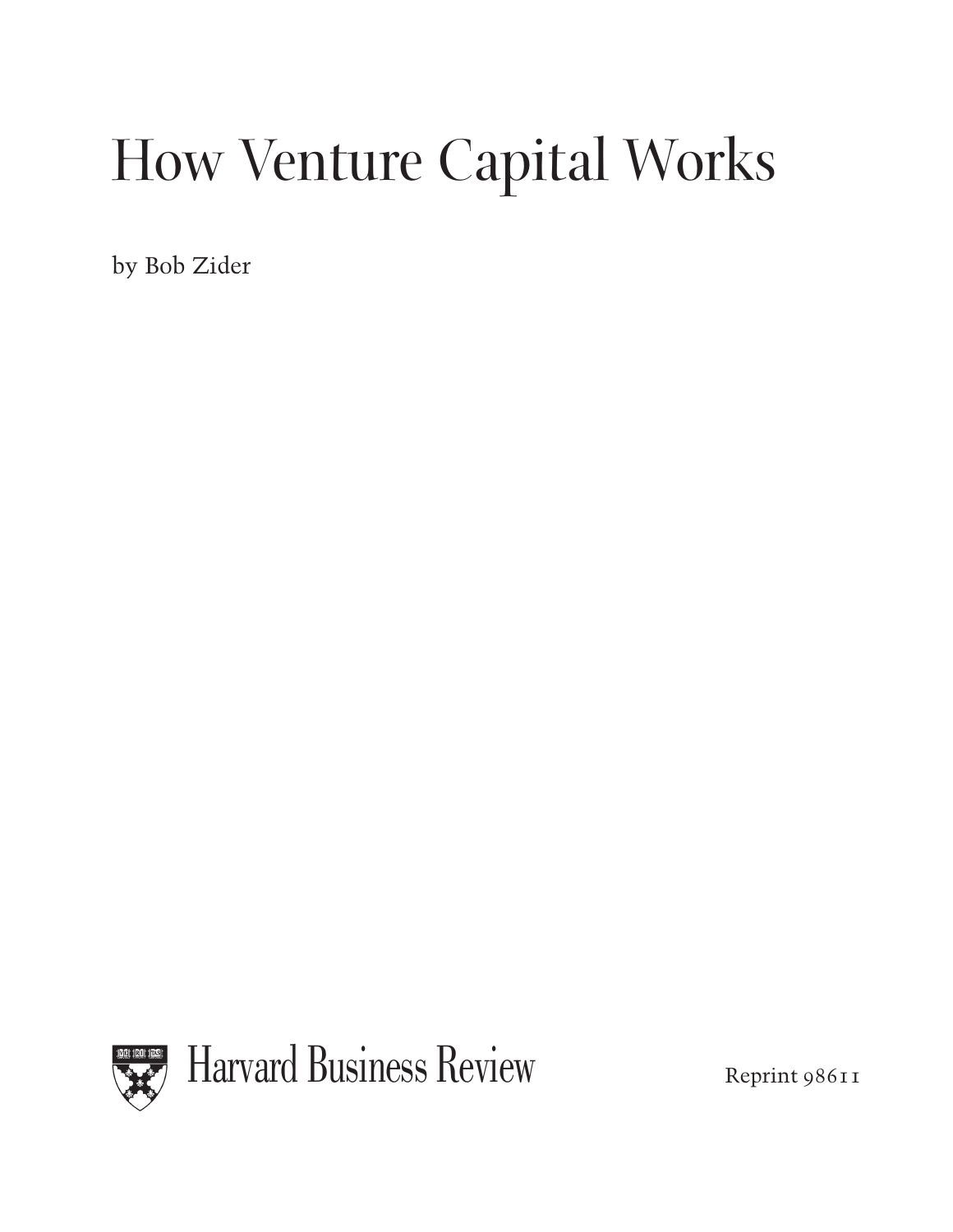# How Venture Capital Works

by Bob Zider

Harvard Business Review

Reprint 98611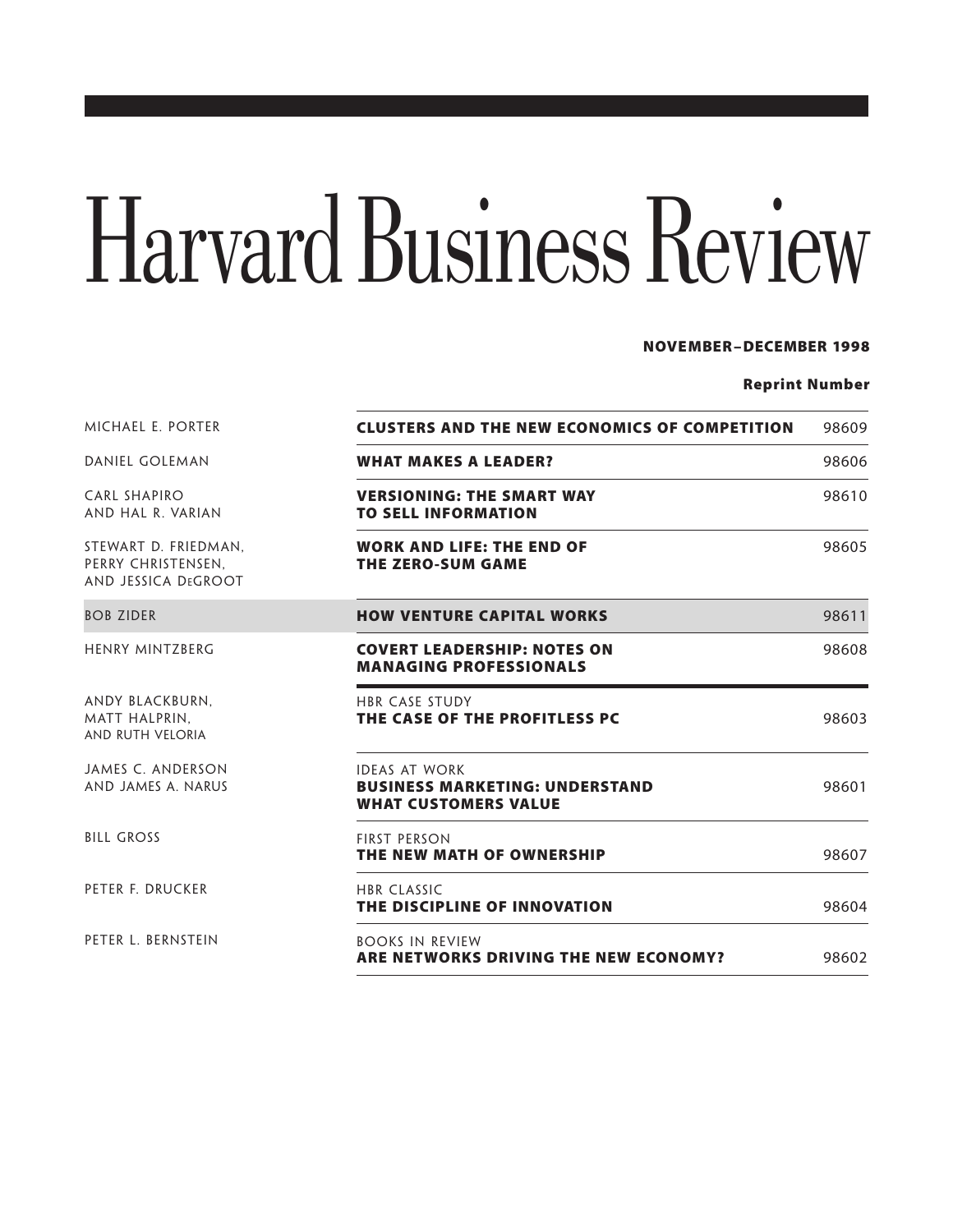# Harvard Business Review

**NOVEMBER–DECEMBER 1998**

| Author | Article | Reprint Number |
| --- | --- | --- |
| MICHAEL E. PORTER | **CLUSTERS AND THE NEW ECONOMICS OF COMPETITION** | 98609 |
| DANIEL GOLEMAN | **WHAT MAKES A LEADER?** | 98606 |
| CARL SHAPIRO AND HAL R. VARIAN | **VERSIONING: THE SMART WAY TO SELL INFORMATION** | 98610 |
| STEWART D. FRIEDMAN, PERRY CHRISTENSEN, AND JESSICA DEGROOT | **WORK AND LIFE: THE END OF THE ZERO-SUM GAME** | 98605 |
| BOB ZIDER | **HOW VENTURE CAPITAL WORKS** | 98611 |
| HENRY MINTZBERG | **COVERT LEADERSHIP: NOTES ON MANAGING PROFESSIONALS** | 98608 |
| ANDY BLACKBURN, MATT HALPRIN, AND RUTH VELORIA | HBR CASE STUDY **THE CASE OF THE PROFITLESS PC** | 98603 |
| JAMES C. ANDERSON AND JAMES A. NARUS | IDEAS AT WORK **BUSINESS MARKETING: UNDERSTAND WHAT CUSTOMERS VALUE** | 98601 |
| BILL GROSS | FIRST PERSON **THE NEW MATH OF OWNERSHIP** | 98607 |
| PETER F. DRUCKER | HBR CLASSIC **THE DISCIPLINE OF INNOVATION** | 98604 |
| PETER L. BERNSTEIN | BOOKS IN REVIEW **ARE NETWORKS DRIVING THE NEW ECONOMY?** | 98602 |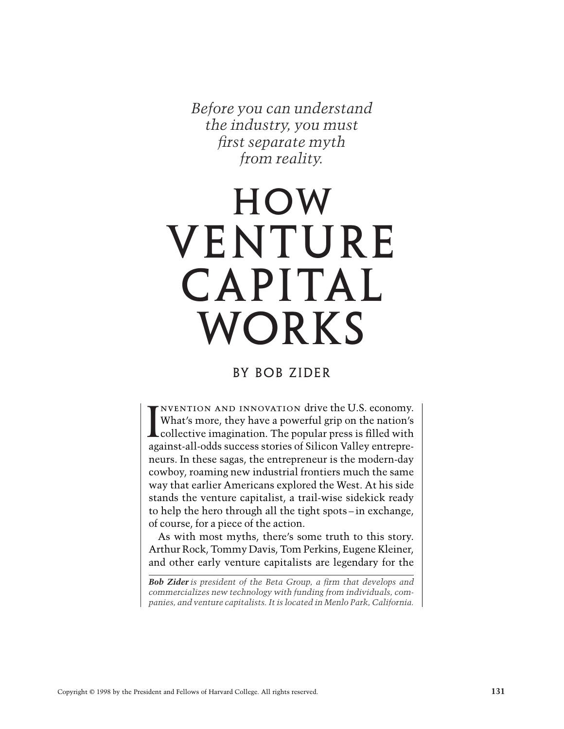*Before you can understand the industry, you must first separate myth from reality.*

# HOW VENTURE CAPITAL WORKS

BY BOB ZIDER

INVENTION AND INNOVATION drive the U.S. economy. What's more, they have a powerful grip on the nation's collective imagination. The popular press is filled with against-all-odds success stories of Silicon Valley entrepreneurs. In these sagas, the entrepreneur is the modern-day cowboy, roaming new industrial frontiers much the same way that earlier Americans explored the West. At his side stands the venture capitalist, a trail-wise sidekick ready to help the hero through all the tight spots – in exchange, of course, for a piece of the action.

As with most myths, there's some truth to this story. Arthur Rock, Tommy Davis, Tom Perkins, Eugene Kleiner, and other early venture capitalists are legendary for the

***Bob Zider*** *is president of the Beta Group, a firm that develops and commercializes new technology with funding from individuals, companies, and venture capitalists. It is located in Menlo Park, California.*

Copyright © 1998 by the President and Fellows of Harvard College. All rights reserved.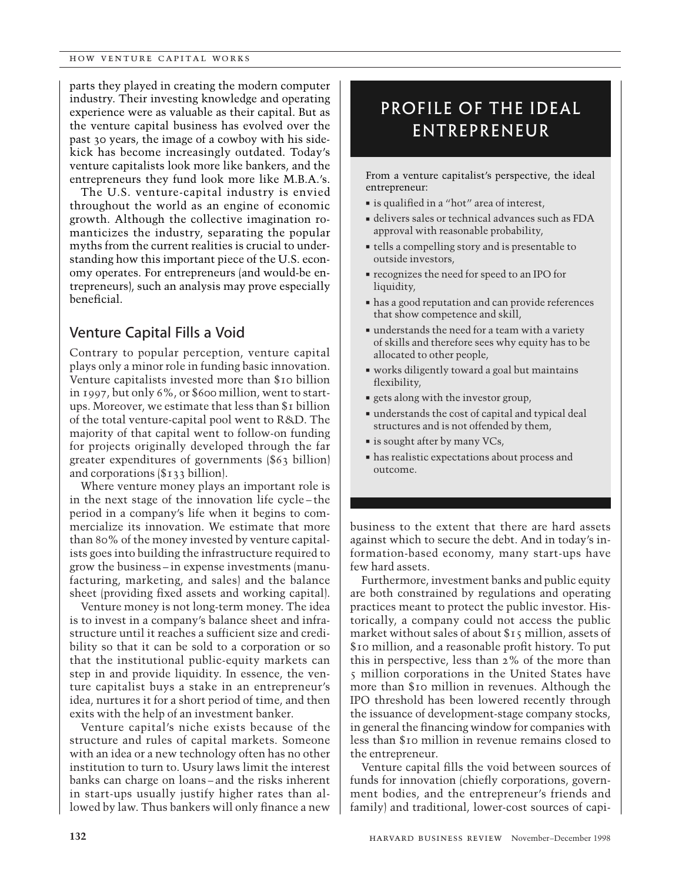parts they played in creating the modern computer industry. Their investing knowledge and operating experience were as valuable as their capital. But as the venture capital business has evolved over the past 30 years, the image of a cowboy with his sidekick has become increasingly outdated. Today's venture capitalists look more like bankers, and the entrepreneurs they fund look more like M.B.A.'s.

The U.S. venture-capital industry is envied throughout the world as an engine of economic growth. Although the collective imagination romanticizes the industry, separating the popular myths from the current realities is crucial to understanding how this important piece of the U.S. economy operates. For entrepreneurs (and would-be entrepreneurs), such an analysis may prove especially beneficial.

## Venture Capital Fills a Void

Contrary to popular perception, venture capital plays only a minor role in funding basic innovation. Venture capitalists invested more than $10 billion in 1997, but only 6%, or $600 million, went to start-ups. Moreover, we estimate that less than $1 billion of the total venture-capital pool went to R&D. The majority of that capital went to follow-on funding for projects originally developed through the far greater expenditures of governments ($63 billion) and corporations ($133 billion).

Where venture money plays an important role is in the next stage of the innovation life cycle – the period in a company's life when it begins to commercialize its innovation. We estimate that more than 80% of the money invested by venture capitalists goes into building the infrastructure required to grow the business – in expense investments (manufacturing, marketing, and sales) and the balance sheet (providing fixed assets and working capital).

Venture money is not long-term money. The idea is to invest in a company's balance sheet and infrastructure until it reaches a sufficient size and credibility so that it can be sold to a corporation or so that the institutional public-equity markets can step in and provide liquidity. In essence, the venture capitalist buys a stake in an entrepreneur's idea, nurtures it for a short period of time, and then exits with the help of an investment banker.

Venture capital's niche exists because of the structure and rules of capital markets. Someone with an idea or a new technology often has no other institution to turn to. Usury laws limit the interest banks can charge on loans – and the risks inherent in start-ups usually justify higher rates than allowed by law. Thus bankers will only finance a new business to the extent that there are hard assets against which to secure the debt. And in today's information-based economy, many start-ups have few hard assets.

Furthermore, investment banks and public equity are both constrained by regulations and operating practices meant to protect the public investor. Historically, a company could not access the public market without sales of about $15 million, assets of $10 million, and a reasonable profit history. To put this in perspective, less than 2% of the more than 5 million corporations in the United States have more than $10 million in revenues. Although the IPO threshold has been lowered recently through the issuance of development-stage company stocks, in general the financing window for companies with less than $10 million in revenue remains closed to the entrepreneur.

Venture capital fills the void between sources of funds for innovation (chiefly corporations, government bodies, and the entrepreneur's friends and family) and traditional, lower-cost sources of capi-

## PROFILE OF THE IDEAL ENTREPRENEUR

From a venture capitalist's perspective, the ideal entrepreneur:

- is qualified in a "hot" area of interest,
- delivers sales or technical advances such as FDA approval with reasonable probability,
- tells a compelling story and is presentable to outside investors,
- recognizes the need for speed to an IPO for liquidity,
- has a good reputation and can provide references that show competence and skill,
- understands the need for a team with a variety of skills and therefore sees why equity has to be allocated to other people,
- works diligently toward a goal but maintains flexibility,
- gets along with the investor group,
- understands the cost of capital and typical deal structures and is not offended by them,
- is sought after by many VCs,
- has realistic expectations about process and outcome.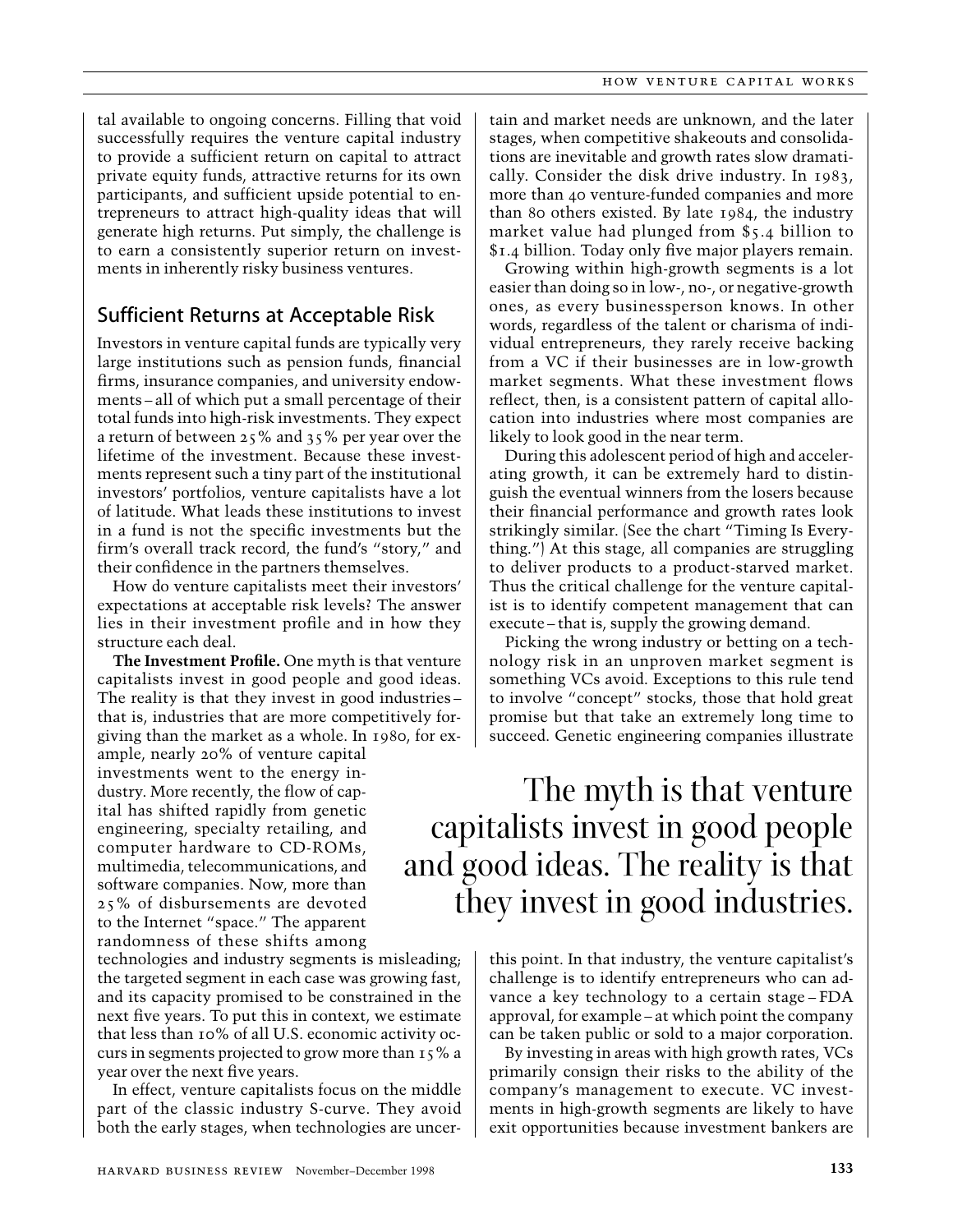tal available to ongoing concerns. Filling that void successfully requires the venture capital industry to provide a sufficient return on capital to attract private equity funds, attractive returns for its own participants, and sufficient upside potential to entrepreneurs to attract high-quality ideas that will generate high returns. Put simply, the challenge is to earn a consistently superior return on investments in inherently risky business ventures.

## Sufficient Returns at Acceptable Risk

Investors in venture capital funds are typically very large institutions such as pension funds, financial firms, insurance companies, and university endowments – all of which put a small percentage of their total funds into high-risk investments. They expect a return of between 25% and 35% per year over the lifetime of the investment. Because these investments represent such a tiny part of the institutional investors' portfolios, venture capitalists have a lot of latitude. What leads these institutions to invest in a fund is not the specific investments but the firm's overall track record, the fund's "story," and their confidence in the partners themselves.

How do venture capitalists meet their investors' expectations at acceptable risk levels? The answer lies in their investment profile and in how they structure each deal.

**The Investment Profile.** One myth is that venture capitalists invest in good people and good ideas. The reality is that they invest in good industries – that is, industries that are more competitively forgiving than the market as a whole. In 1980, for example, nearly 20% of venture capital investments went to the energy industry. More recently, the flow of capital has shifted rapidly from genetic engineering, specialty retailing, and computer hardware to CD-ROMs, multimedia, telecommunications, and software companies. Now, more than 25% of disbursements are devoted to the Internet "space." The apparent randomness of these shifts among technologies and industry segments is misleading; the targeted segment in each case was growing fast, and its capacity promised to be constrained in the next five years. To put this in context, we estimate that less than 10% of all U.S. economic activity occurs in segments projected to grow more than 15% a year over the next five years.

In effect, venture capitalists focus on the middle part of the classic industry S-curve. They avoid both the early stages, when technologies are uncertain and market needs are unknown, and the later stages, when competitive shakeouts and consolidations are inevitable and growth rates slow dramatically. Consider the disk drive industry. In 1983, more than 40 venture-funded companies and more than 80 others existed. By late 1984, the industry market value had plunged from $5.4 billion to $1.4 billion. Today only five major players remain.

Growing within high-growth segments is a lot easier than doing so in low-, no-, or negative-growth ones, as every businessperson knows. In other words, regardless of the talent or charisma of individual entrepreneurs, they rarely receive backing from a VC if their businesses are in low-growth market segments. What these investment flows reflect, then, is a consistent pattern of capital allocation into industries where most companies are likely to look good in the near term.

During this adolescent period of high and accelerating growth, it can be extremely hard to distinguish the eventual winners from the losers because their financial performance and growth rates look strikingly similar. (See the chart "Timing Is Everything.") At this stage, all companies are struggling to deliver products to a product-starved market. Thus the critical challenge for the venture capitalist is to identify competent management that can execute – that is, supply the growing demand.

Picking the wrong industry or betting on a technology risk in an unproven market segment is something VCs avoid. Exceptions to this rule tend to involve "concept" stocks, those that hold great promise but that take an extremely long time to succeed. Genetic engineering companies illustrate this point. In that industry, the venture capitalist's challenge is to identify entrepreneurs who can advance a key technology to a certain stage – FDA approval, for example – at which point the company can be taken public or sold to a major corporation.

> The myth is that venture capitalists invest in good people and good ideas. The reality is that they invest in good industries.

By investing in areas with high growth rates, VCs primarily consign their risks to the ability of the company's management to execute. VC investments in high-growth segments are likely to have exit opportunities because investment bankers are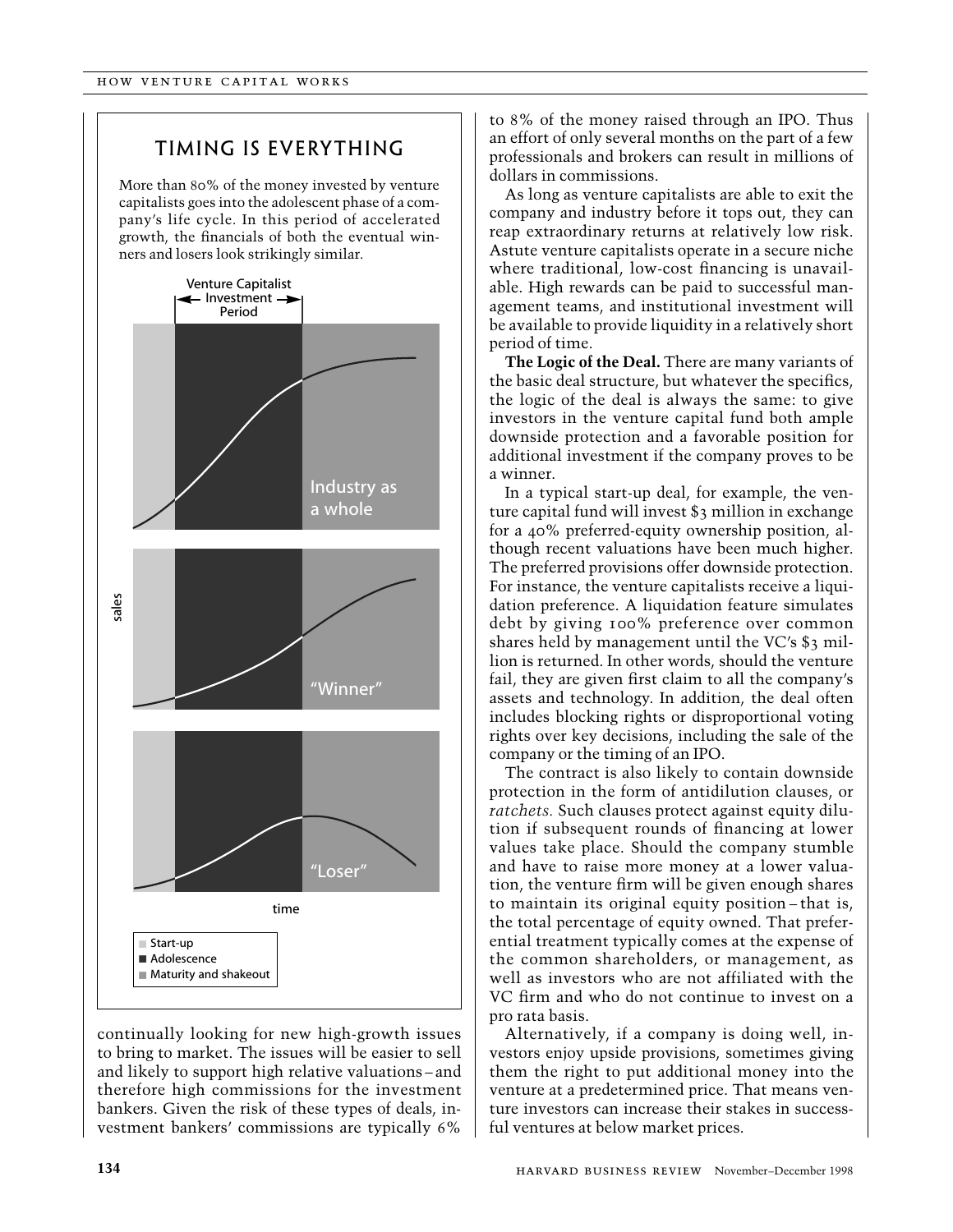## TIMING IS EVERYTHING

More than 80% of the money invested by venture capitalists goes into the adolescent phase of a company's life cycle. In this period of accelerated growth, the financials of both the eventual winners and losers look strikingly similar.

Venture Capitalist Investment Period

Industry as a whole

"Winner"

"Loser"

sales

time

- Start-up
- Adolescence
- Maturity and shakeout

continually looking for new high-growth issues to bring to market. The issues will be easier to sell and likely to support high relative valuations – and therefore high commissions for the investment bankers. Given the risk of these types of deals, investment bankers' commissions are typically 6% to 8% of the money raised through an IPO. Thus an effort of only several months on the part of a few professionals and brokers can result in millions of dollars in commissions.

As long as venture capitalists are able to exit the company and industry before it tops out, they can reap extraordinary returns at relatively low risk. Astute venture capitalists operate in a secure niche where traditional, low-cost financing is unavailable. High rewards can be paid to successful management teams, and institutional investment will be available to provide liquidity in a relatively short period of time.

**The Logic of the Deal.** There are many variants of the basic deal structure, but whatever the specifics, the logic of the deal is always the same: to give investors in the venture capital fund both ample downside protection and a favorable position for additional investment if the company proves to be a winner.

In a typical start-up deal, for example, the venture capital fund will invest $3 million in exchange for a 40% preferred-equity ownership position, although recent valuations have been much higher. The preferred provisions offer downside protection. For instance, the venture capitalists receive a liquidation preference. A liquidation feature simulates debt by giving 100% preference over common shares held by management until the VC's $3 million is returned. In other words, should the venture fail, they are given first claim to all the company's assets and technology. In addition, the deal often includes blocking rights or disproportional voting rights over key decisions, including the sale of the company or the timing of an IPO.

The contract is also likely to contain downside protection in the form of antidilution clauses, or *ratchets.* Such clauses protect against equity dilution if subsequent rounds of financing at lower values take place. Should the company stumble and have to raise more money at a lower valuation, the venture firm will be given enough shares to maintain its original equity position – that is, the total percentage of equity owned. That preferential treatment typically comes at the expense of the common shareholders, or management, as well as investors who are not affiliated with the VC firm and who do not continue to invest on a pro rata basis.

Alternatively, if a company is doing well, investors enjoy upside provisions, sometimes giving them the right to put additional money into the venture at a predetermined price. That means venture investors can increase their stakes in successful ventures at below market prices.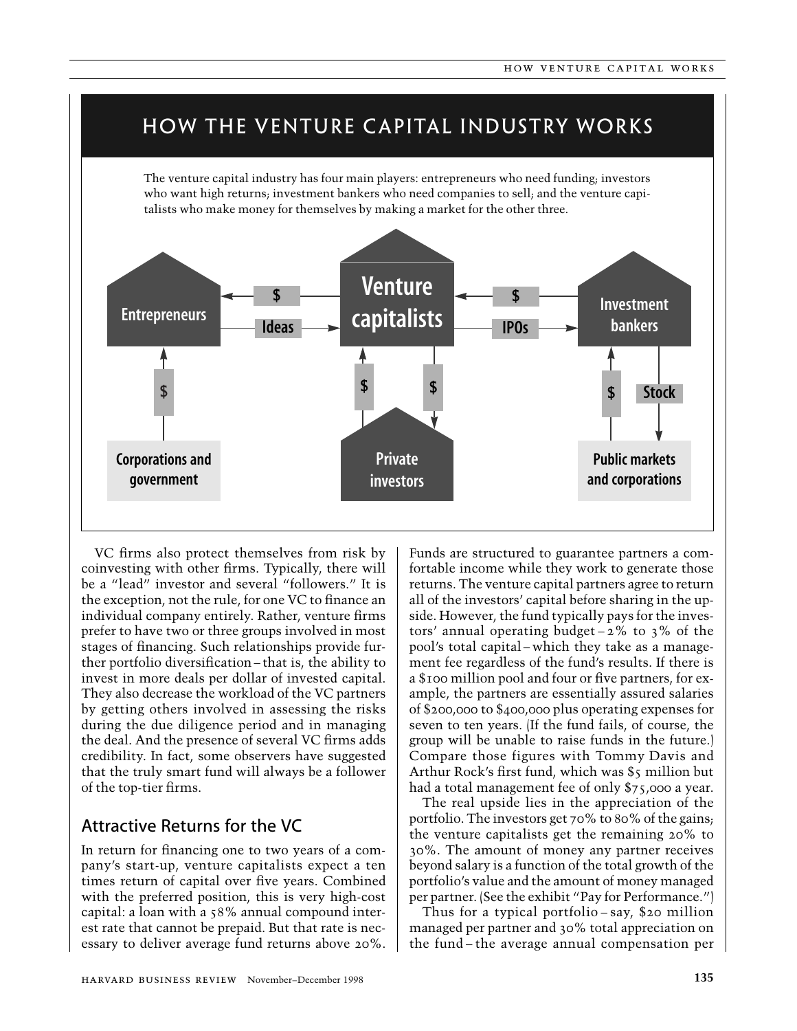## HOW THE VENTURE CAPITAL INDUSTRY WORKS

The venture capital industry has four main players: entrepreneurs who need funding; investors who want high returns; investment bankers who need companies to sell; and the venture capitalists who make money for themselves by making a market for the other three.

Entrepreneurs | $ | Ideas | Venture capitalists | $ | IPOs | Investment bankers

$ | $ | $ | $ | Stock

Corporations and government | Private investors | Public markets and corporations

VC firms also protect themselves from risk by coinvesting with other firms. Typically, there will be a "lead" investor and several "followers." It is the exception, not the rule, for one VC to finance an individual company entirely. Rather, venture firms prefer to have two or three groups involved in most stages of financing. Such relationships provide further portfolio diversification – that is, the ability to invest in more deals per dollar of invested capital. They also decrease the workload of the VC partners by getting others involved in assessing the risks during the due diligence period and in managing the deal. And the presence of several VC firms adds credibility. In fact, some observers have suggested that the truly smart fund will always be a follower of the top-tier firms.

### Attractive Returns for the VC

In return for financing one to two years of a company's start-up, venture capitalists expect a ten times return of capital over five years. Combined with the preferred position, this is very high-cost capital: a loan with a 58% annual compound interest rate that cannot be prepaid. But that rate is necessary to deliver average fund returns above 20%. Funds are structured to guarantee partners a comfortable income while they work to generate those returns. The venture capital partners agree to return all of the investors' capital before sharing in the upside. However, the fund typically pays for the investors' annual operating budget – 2% to 3% of the pool's total capital – which they take as a management fee regardless of the fund's results. If there is a $100 million pool and four or five partners, for example, the partners are essentially assured salaries of $200,000 to $400,000 plus operating expenses for seven to ten years. (If the fund fails, of course, the group will be unable to raise funds in the future.) Compare those figures with Tommy Davis and Arthur Rock's first fund, which was $5 million but had a total management fee of only $75,000 a year.

The real upside lies in the appreciation of the portfolio. The investors get 70% to 80% of the gains; the venture capitalists get the remaining 20% to 30%. The amount of money any partner receives beyond salary is a function of the total growth of the portfolio's value and the amount of money managed per partner. (See the exhibit "Pay for Performance.")

Thus for a typical portfolio – say, $20 million managed per partner and 30% total appreciation on the fund – the average annual compensation per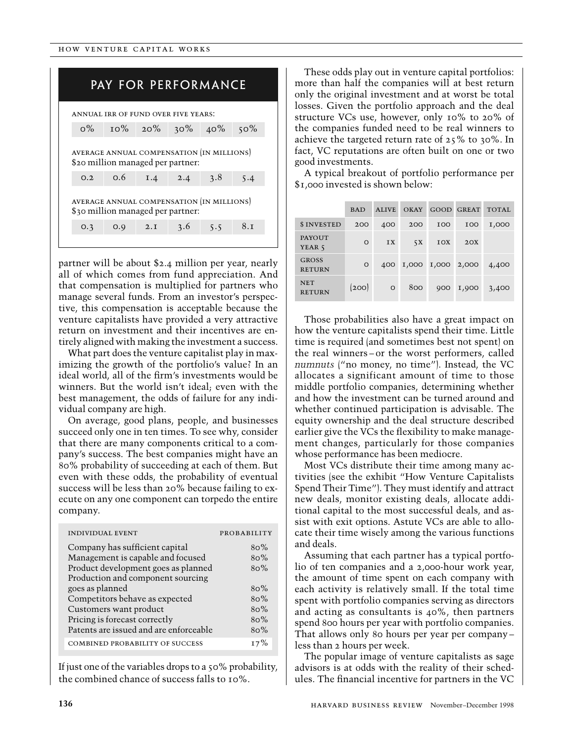## PAY FOR PERFORMANCE

| ANNUAL IRR OF FUND OVER FIVE YEARS: | | | | | |
|---|---|---|---|---|---|
| 0% | 10% | 20% | 30% | 40% | 50% |
| **AVERAGE ANNUAL COMPENSATION (IN MILLIONS) $20 million managed per partner:** | | | | | |
| 0.2 | 0.6 | 1.4 | 2.4 | 3.8 | 5.4 |
| **AVERAGE ANNUAL COMPENSATION (IN MILLIONS) $30 million managed per partner:** | | | | | |
| 0.3 | 0.9 | 2.1 | 3.6 | 5.5 | 8.1 |

partner will be about $2.4 million per year, nearly all of which comes from fund appreciation. And that compensation is multiplied for partners who manage several funds. From an investor's perspective, this compensation is acceptable because the venture capitalists have provided a very attractive return on investment and their incentives are entirely aligned with making the investment a success.

What part does the venture capitalist play in maximizing the growth of the portfolio's value? In an ideal world, all of the firm's investments would be winners. But the world isn't ideal; even with the best management, the odds of failure for any individual company are high.

On average, good plans, people, and businesses succeed only one in ten times. To see why, consider that there are many components critical to a company's success. The best companies might have an 80% probability of succeeding at each of them. But even with these odds, the probability of eventual success will be less than 20% because failing to execute on any one component can torpedo the entire company.

| INDIVIDUAL EVENT | PROBABILITY |
|---|---|
| Company has sufficient capital | 80% |
| Management is capable and focused | 80% |
| Product development goes as planned | 80% |
| Production and component sourcing goes as planned | 80% |
| Competitors behave as expected | 80% |
| Customers want product | 80% |
| Pricing is forecast correctly | 80% |
| Patents are issued and are enforceable | 80% |
| COMBINED PROBABILITY OF SUCCESS | 17% |

If just one of the variables drops to a 50% probability, the combined chance of success falls to 10%.

These odds play out in venture capital portfolios: more than half the companies will at best return only the original investment and at worst be total losses. Given the portfolio approach and the deal structure VCs use, however, only 10% to 20% of the companies funded need to be real winners to achieve the targeted return rate of 25% to 30%. In fact, VC reputations are often built on one or two good investments.

A typical breakout of portfolio performance per $1,000 invested is shown below:

| | BAD | ALIVE | OKAY | GOOD | GREAT | TOTAL |
|---|---|---|---|---|---|---|
| $ INVESTED | 200 | 400 | 200 | 100 | 100 | 1,000 |
| PAYOUT YEAR 5 | 0 | 1X | 5X | 10X | 20X | |
| GROSS RETURN | 0 | 400 | 1,000 | 1,000 | 2,000 | 4,400 |
| NET RETURN | (200) | 0 | 800 | 900 | 1,900 | 3,400 |

Those probabilities also have a great impact on how the venture capitalists spend their time. Little time is required (and sometimes best not spent) on the real winners – or the worst performers, called *numnuts* ("no money, no time"). Instead, the VC allocates a significant amount of time to those middle portfolio companies, determining whether and how the investment can be turned around and whether continued participation is advisable. The equity ownership and the deal structure described earlier give the VCs the flexibility to make management changes, particularly for those companies whose performance has been mediocre.

Most VCs distribute their time among many activities (see the exhibit "How Venture Capitalists Spend Their Time"). They must identify and attract new deals, monitor existing deals, allocate additional capital to the most successful deals, and assist with exit options. Astute VCs are able to allocate their time wisely among the various functions and deals.

Assuming that each partner has a typical portfolio of ten companies and a 2,000-hour work year, the amount of time spent on each company with each activity is relatively small. If the total time spent with portfolio companies serving as directors and acting as consultants is 40%, then partners spend 800 hours per year with portfolio companies. That allows only 80 hours per year per company – less than 2 hours per week.

The popular image of venture capitalists as sage advisors is at odds with the reality of their schedules. The financial incentive for partners in the VC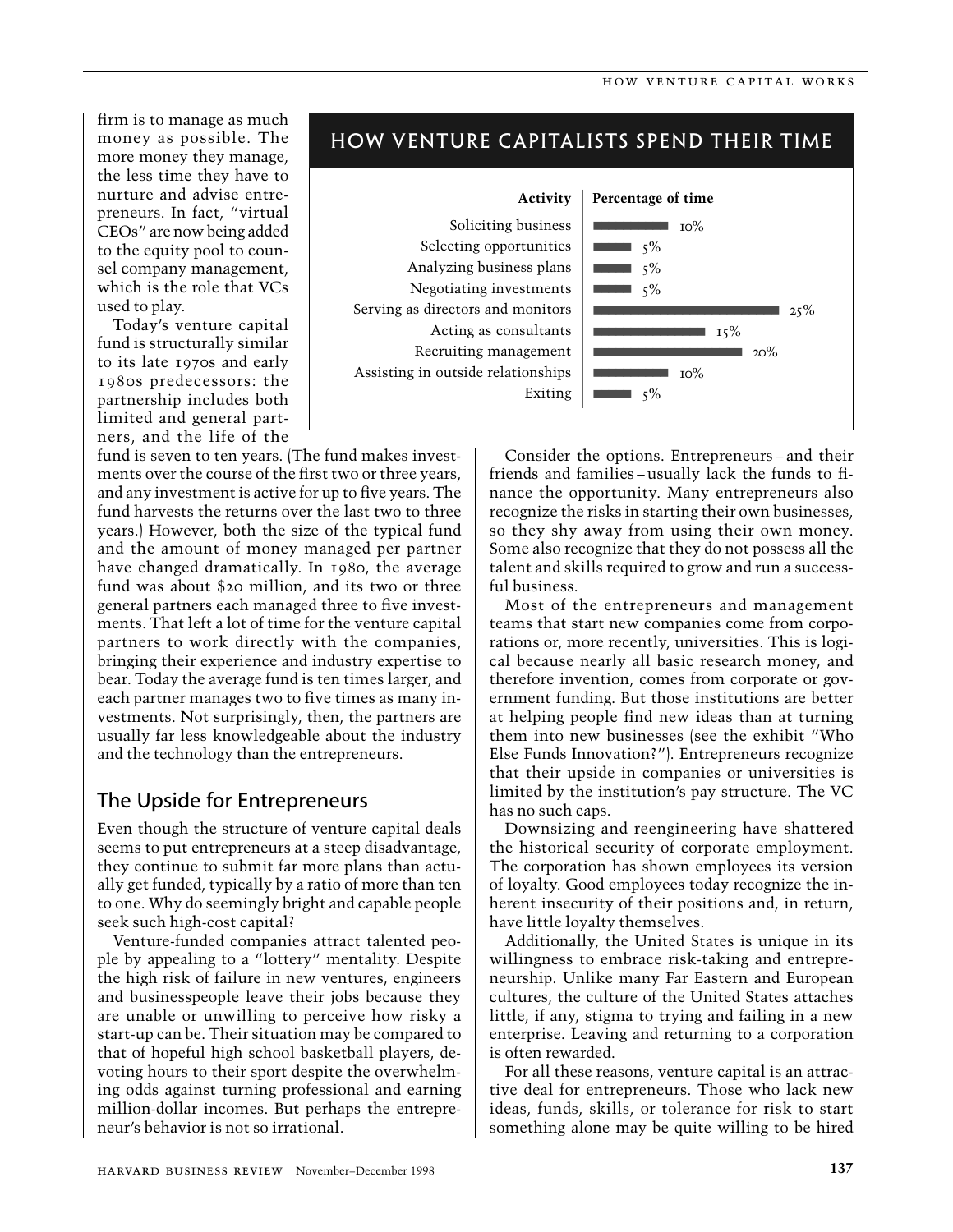firm is to manage as much money as possible. The more money they manage, the less time they have to nurture and advise entrepreneurs. In fact, "virtual CEOs" are now being added to the equity pool to counsel company management, which is the role that VCs used to play.

Today's venture capital fund is structurally similar to its late 1970s and early 1980s predecessors: the partnership includes both limited and general partners, and the life of the fund is seven to ten years. (The fund makes investments over the course of the first two or three years, and any investment is active for up to five years. The fund harvests the returns over the last two to three years.) However, both the size of the typical fund and the amount of money managed per partner have changed dramatically. In 1980, the average fund was about $20 million, and its two or three general partners each managed three to five investments. That left a lot of time for the venture capital partners to work directly with the companies, bringing their experience and industry expertise to bear. Today the average fund is ten times larger, and each partner manages two to five times as many investments. Not surprisingly, then, the partners are usually far less knowledgeable about the industry and the technology than the entrepreneurs.

## HOW VENTURE CAPITALISTS SPEND THEIR TIME

| Activity | Percentage of time |
| --- | --- |
| Soliciting business | 10% |
| Selecting opportunities | 5% |
| Analyzing business plans | 5% |
| Negotiating investments | 5% |
| Serving as directors and monitors | 25% |
| Acting as consultants | 15% |
| Recruiting management | 20% |
| Assisting in outside relationships | 10% |
| Exiting | 5% |

## The Upside for Entrepreneurs

Even though the structure of venture capital deals seems to put entrepreneurs at a steep disadvantage, they continue to submit far more plans than actually get funded, typically by a ratio of more than ten to one. Why do seemingly bright and capable people seek such high-cost capital?

Venture-funded companies attract talented people by appealing to a "lottery" mentality. Despite the high risk of failure in new ventures, engineers and businesspeople leave their jobs because they are unable or unwilling to perceive how risky a start-up can be. Their situation may be compared to that of hopeful high school basketball players, devoting hours to their sport despite the overwhelming odds against turning professional and earning million-dollar incomes. But perhaps the entrepreneur's behavior is not so irrational.

Consider the options. Entrepreneurs – and their friends and families – usually lack the funds to finance the opportunity. Many entrepreneurs also recognize the risks in starting their own businesses, so they shy away from using their own money. Some also recognize that they do not possess all the talent and skills required to grow and run a successful business.

Most of the entrepreneurs and management teams that start new companies come from corporations or, more recently, universities. This is logical because nearly all basic research money, and therefore invention, comes from corporate or government funding. But those institutions are better at helping people find new ideas than at turning them into new businesses (see the exhibit "Who Else Funds Innovation?"). Entrepreneurs recognize that their upside in companies or universities is limited by the institution's pay structure. The VC has no such caps.

Downsizing and reengineering have shattered the historical security of corporate employment. The corporation has shown employees its version of loyalty. Good employees today recognize the inherent insecurity of their positions and, in return, have little loyalty themselves.

Additionally, the United States is unique in its willingness to embrace risk-taking and entrepreneurship. Unlike many Far Eastern and European cultures, the culture of the United States attaches little, if any, stigma to trying and failing in a new enterprise. Leaving and returning to a corporation is often rewarded.

For all these reasons, venture capital is an attractive deal for entrepreneurs. Those who lack new ideas, funds, skills, or tolerance for risk to start something alone may be quite willing to be hired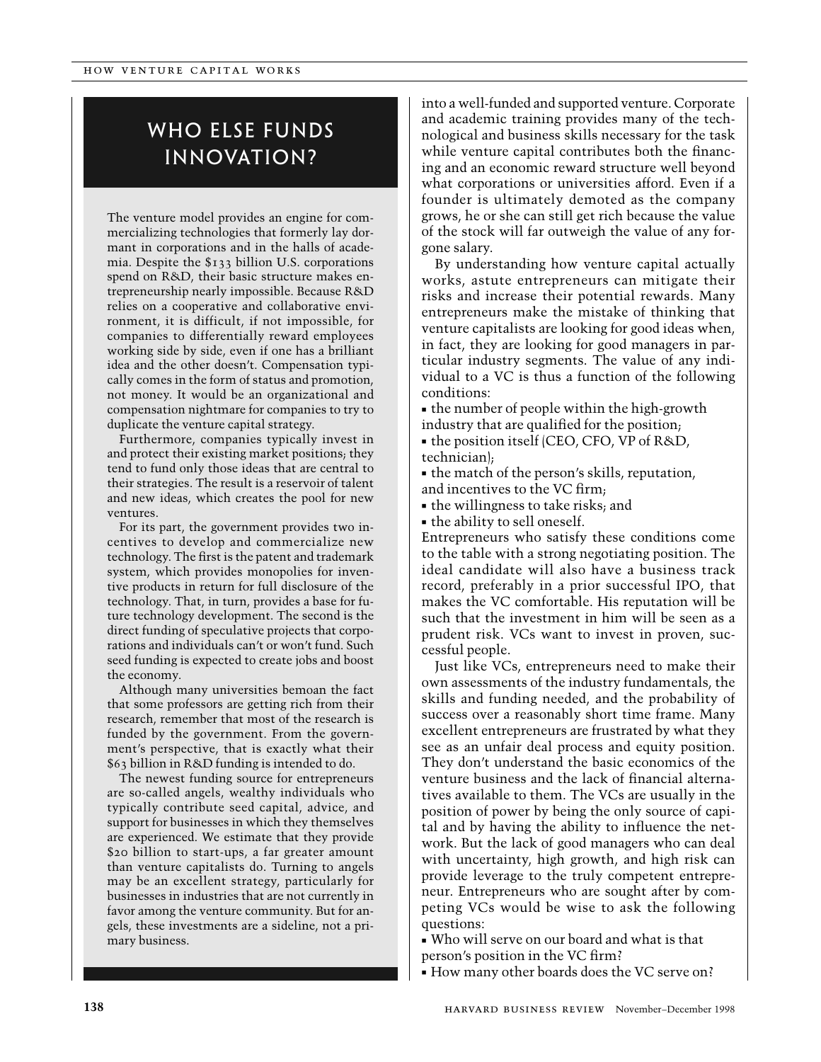## WHO ELSE FUNDS INNOVATION?

The venture model provides an engine for commercializing technologies that formerly lay dormant in corporations and in the halls of academia. Despite the $133 billion U.S. corporations spend on R&D, their basic structure makes entrepreneurship nearly impossible. Because R&D relies on a cooperative and collaborative environment, it is difficult, if not impossible, for companies to differentially reward employees working side by side, even if one has a brilliant idea and the other doesn't. Compensation typically comes in the form of status and promotion, not money. It would be an organizational and compensation nightmare for companies to try to duplicate the venture capital strategy.

Furthermore, companies typically invest in and protect their existing market positions; they tend to fund only those ideas that are central to their strategies. The result is a reservoir of talent and new ideas, which creates the pool for new ventures.

For its part, the government provides two incentives to develop and commercialize new technology. The first is the patent and trademark system, which provides monopolies for inventive products in return for full disclosure of the technology. That, in turn, provides a base for future technology development. The second is the direct funding of speculative projects that corporations and individuals can't or won't fund. Such seed funding is expected to create jobs and boost the economy.

Although many universities bemoan the fact that some professors are getting rich from their research, remember that most of the research is funded by the government. From the government's perspective, that is exactly what their $63 billion in R&D funding is intended to do.

The newest funding source for entrepreneurs are so-called angels, wealthy individuals who typically contribute seed capital, advice, and support for businesses in which they themselves are experienced. We estimate that they provide $20 billion to start-ups, a far greater amount than venture capitalists do. Turning to angels may be an excellent strategy, particularly for businesses in industries that are not currently in favor among the venture community. But for angels, these investments are a sideline, not a primary business.

into a well-funded and supported venture. Corporate and academic training provides many of the technological and business skills necessary for the task while venture capital contributes both the financing and an economic reward structure well beyond what corporations or universities afford. Even if a founder is ultimately demoted as the company grows, he or she can still get rich because the value of the stock will far outweigh the value of any forgone salary.

By understanding how venture capital actually works, astute entrepreneurs can mitigate their risks and increase their potential rewards. Many entrepreneurs make the mistake of thinking that venture capitalists are looking for good ideas when, in fact, they are looking for good managers in particular industry segments. The value of any individual to a VC is thus a function of the following conditions:

- the number of people within the high-growth industry that are qualified for the position;
- the position itself (CEO, CFO, VP of R&D, technician);
- the match of the person's skills, reputation, and incentives to the VC firm;
- the willingness to take risks; and
- the ability to sell oneself.

Entrepreneurs who satisfy these conditions come to the table with a strong negotiating position. The ideal candidate will also have a business track record, preferably in a prior successful IPO, that makes the VC comfortable. His reputation will be such that the investment in him will be seen as a prudent risk. VCs want to invest in proven, successful people.

Just like VCs, entrepreneurs need to make their own assessments of the industry fundamentals, the skills and funding needed, and the probability of success over a reasonably short time frame. Many excellent entrepreneurs are frustrated by what they see as an unfair deal process and equity position. They don't understand the basic economics of the venture business and the lack of financial alternatives available to them. The VCs are usually in the position of power by being the only source of capital and by having the ability to influence the network. But the lack of good managers who can deal with uncertainty, high growth, and high risk can provide leverage to the truly competent entrepreneur. Entrepreneurs who are sought after by competing VCs would be wise to ask the following questions:

- Who will serve on our board and what is that person's position in the VC firm?
- How many other boards does the VC serve on?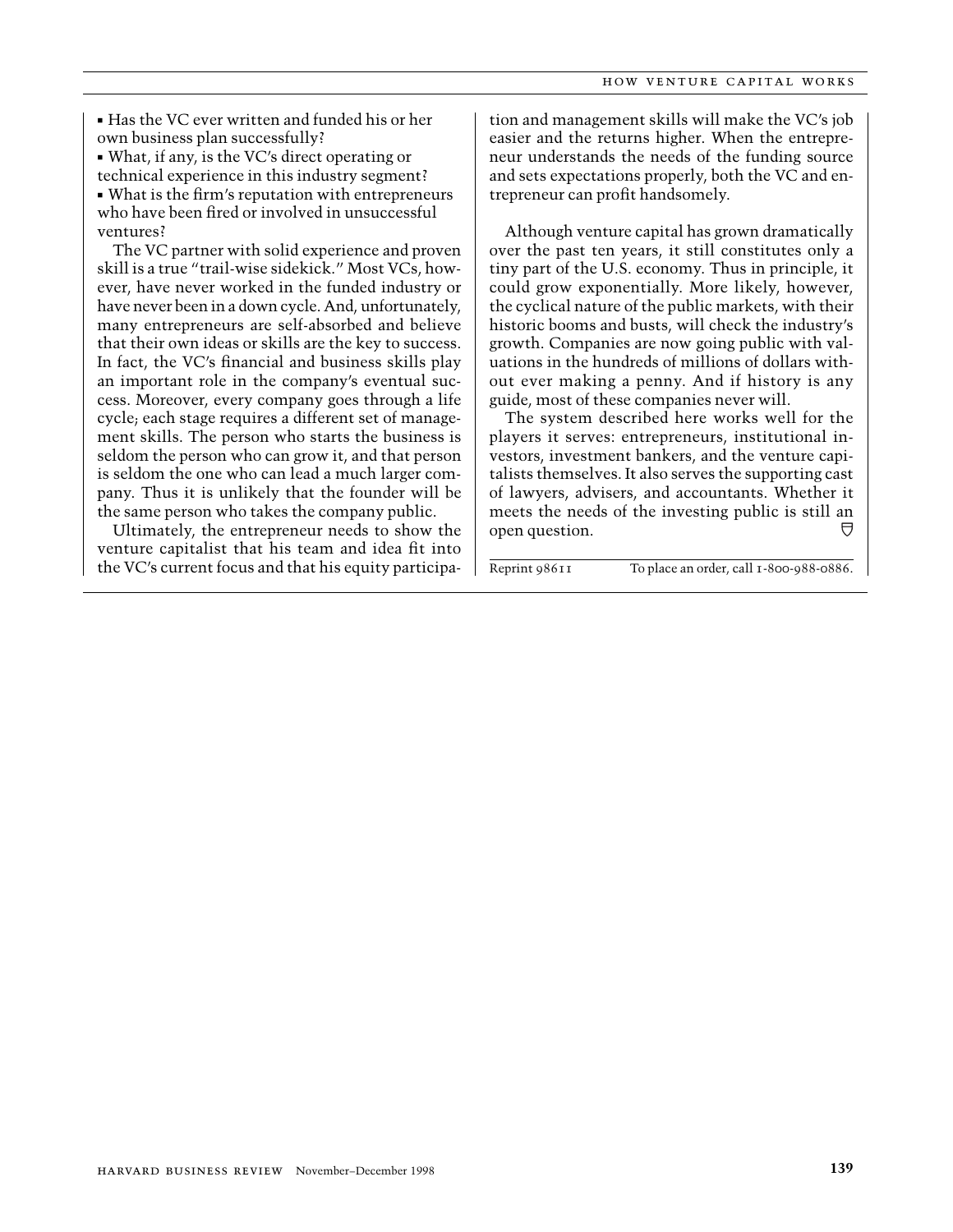- Has the VC ever written and funded his or her own business plan successfully?
- What, if any, is the VC's direct operating or technical experience in this industry segment?
- What is the firm's reputation with entrepreneurs who have been fired or involved in unsuccessful ventures?

The VC partner with solid experience and proven skill is a true "trail-wise sidekick." Most VCs, however, have never worked in the funded industry or have never been in a down cycle. And, unfortunately, many entrepreneurs are self-absorbed and believe that their own ideas or skills are the key to success. In fact, the VC's financial and business skills play an important role in the company's eventual success. Moreover, every company goes through a life cycle; each stage requires a different set of management skills. The person who starts the business is seldom the person who can grow it, and that person is seldom the one who can lead a much larger company. Thus it is unlikely that the founder will be the same person who takes the company public.

Ultimately, the entrepreneur needs to show the venture capitalist that his team and idea fit into the VC's current focus and that his equity participation and management skills will make the VC's job easier and the returns higher. When the entrepreneur understands the needs of the funding source and sets expectations properly, both the VC and entrepreneur can profit handsomely.

Although venture capital has grown dramatically over the past ten years, it still constitutes only a tiny part of the U.S. economy. Thus in principle, it could grow exponentially. More likely, however, the cyclical nature of the public markets, with their historic booms and busts, will check the industry's growth. Companies are now going public with valuations in the hundreds of millions of dollars without ever making a penny. And if history is any guide, most of these companies never will.

The system described here works well for the players it serves: entrepreneurs, institutional investors, investment bankers, and the venture capitalists themselves. It also serves the supporting cast of lawyers, advisers, and accountants. Whether it meets the needs of the investing public is still an open question.

Reprint 98611 To place an order, call 1-800-988-0886.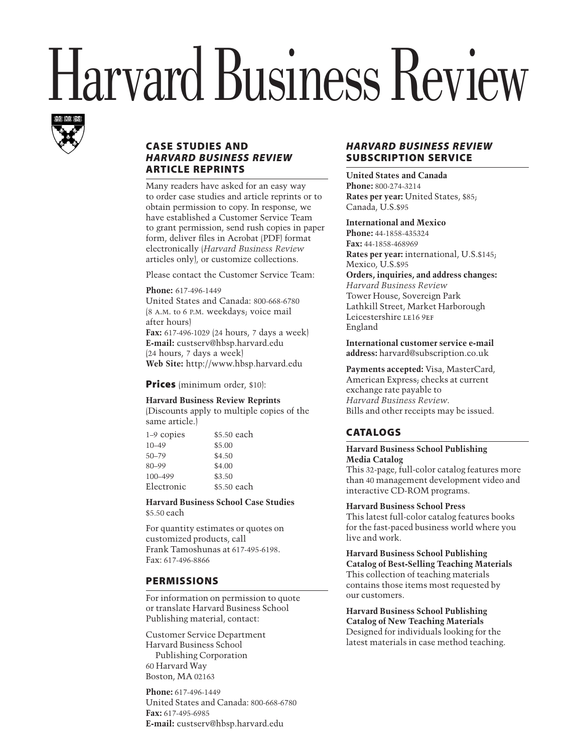# Harvard Business Review

## CASE STUDIES AND *HARVARD BUSINESS REVIEW* ARTICLE REPRINTS

Many readers have asked for an easy way to order case studies and article reprints or to obtain permission to copy. In response, we have established a Customer Service Team to grant permission, send rush copies in paper form, deliver files in Acrobat (PDF) format electronically (*Harvard Business Review* articles only), or customize collections.

Please contact the Customer Service Team:

**Phone:** 617-496-1449
United States and Canada: 800-668-6780
(8 A.M. to 6 P.M. weekdays; voice mail after hours)
**Fax:** 617-496-1029 (24 hours, 7 days a week)
**E-mail:** custserv@hbsp.harvard.edu
(24 hours, 7 days a week)
**Web Site:** http://www.hbsp.harvard.edu

**Prices** (minimum order, $10):

**Harvard Business Review Reprints**
(Discounts apply to multiple copies of the same article.)

| | |
|---|---|
| 1–9 copies | $5.50 each |
| 10–49 | $5.00 |
| 50–79 | $4.50 |
| 80–99 | $4.00 |
| 100–499 | $3.50 |
| Electronic | $5.50 each |

**Harvard Business School Case Studies**
$5.50 each

For quantity estimates or quotes on customized products, call Frank Tamoshunas at 617-495-6198.
Fax: 617-496-8866

## PERMISSIONS

For information on permission to quote or translate Harvard Business School Publishing material, contact:

Customer Service Department
Harvard Business School
Publishing Corporation
60 Harvard Way
Boston, MA 02163

**Phone:** 617-496-1449
United States and Canada: 800-668-6780
**Fax:** 617-495-6985
**E-mail:** custserv@hbsp.harvard.edu

## *HARVARD BUSINESS REVIEW* SUBSCRIPTION SERVICE

**United States and Canada**
**Phone:** 800-274-3214
**Rates per year:** United States, $85; Canada, U.S.$95

**International and Mexico**
**Phone:** 44-1858-435324
**Fax:** 44-1858-468969
**Rates per year:** international, U.S.$145; Mexico, U.S.$95
**Orders, inquiries, and address changes:**
*Harvard Business Review*
Tower House, Sovereign Park
Lathkill Street, Market Harborough
Leicestershire LE16 9EF
England

**International customer service e-mail address:** harvard@subscription.co.uk

**Payments accepted:** Visa, MasterCard, American Express; checks at current exchange rate payable to *Harvard Business Review*. Bills and other receipts may be issued.

## CATALOGS

**Harvard Business School Publishing Media Catalog**
This 32-page, full-color catalog features more than 40 management development video and interactive CD-ROM programs.

**Harvard Business School Press**
This latest full-color catalog features books for the fast-paced business world where you live and work.

**Harvard Business School Publishing Catalog of Best-Selling Teaching Materials**
This collection of teaching materials contains those items most requested by our customers.

**Harvard Business School Publishing Catalog of New Teaching Materials**
Designed for individuals looking for the latest materials in case method teaching.